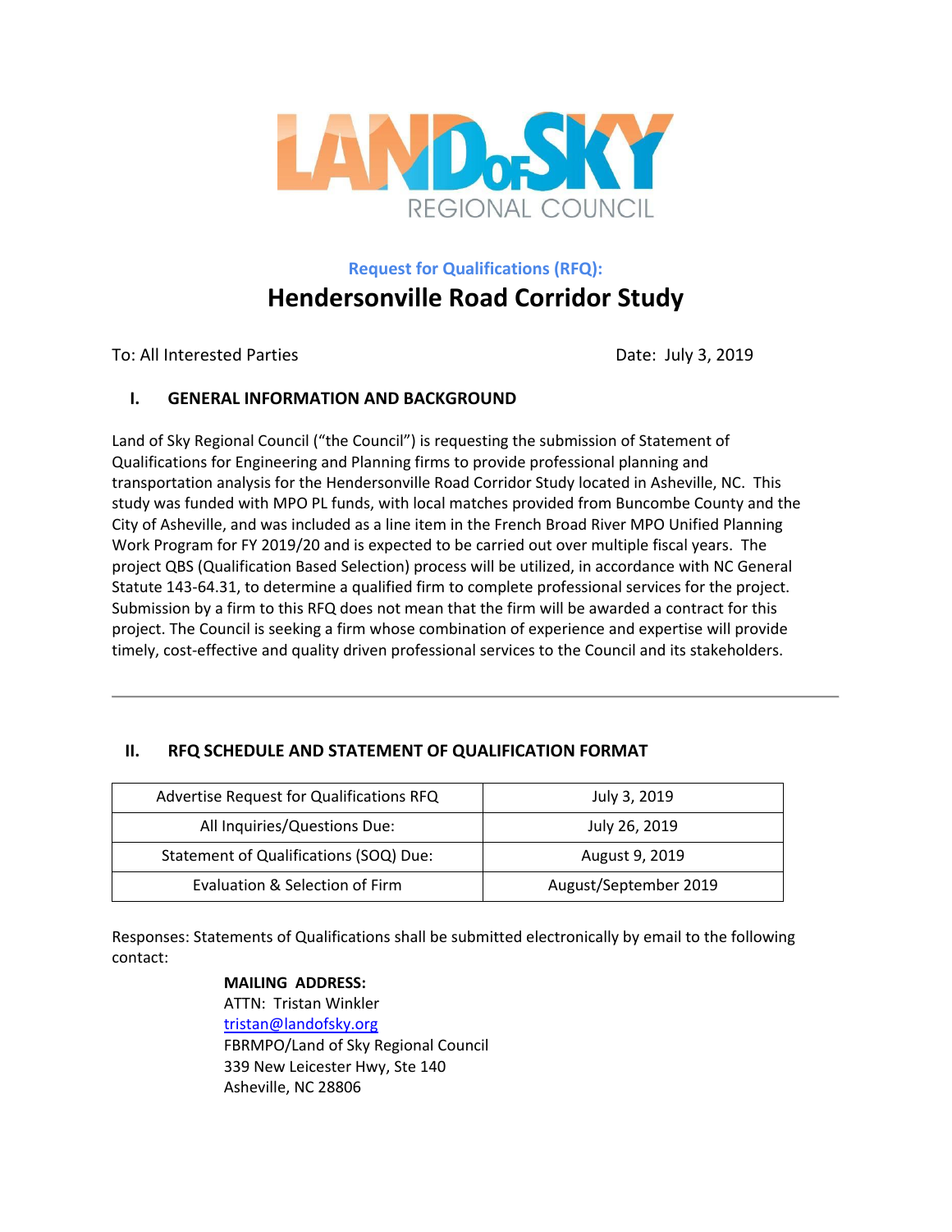LAND of SKY
REGIONAL COUNCIL

**Request for Qualifications (RFQ):**

# Hendersonville Road Corridor Study

To: All Interested Parties

Date: July 3, 2019

## I. GENERAL INFORMATION AND BACKGROUND

Land of Sky Regional Council ("the Council") is requesting the submission of Statement of Qualifications for Engineering and Planning firms to provide professional planning and transportation analysis for the Hendersonville Road Corridor Study located in Asheville, NC. This study was funded with MPO PL funds, with local matches provided from Buncombe County and the City of Asheville, and was included as a line item in the French Broad River MPO Unified Planning Work Program for FY 2019/20 and is expected to be carried out over multiple fiscal years. The project QBS (Qualification Based Selection) process will be utilized, in accordance with NC General Statute 143-64.31, to determine a qualified firm to complete professional services for the project. Submission by a firm to this RFQ does not mean that the firm will be awarded a contract for this project. The Council is seeking a firm whose combination of experience and expertise will provide timely, cost-effective and quality driven professional services to the Council and its stakeholders.

---

## II. RFQ SCHEDULE AND STATEMENT OF QUALIFICATION FORMAT

| Advertise Request for Qualifications RFQ | July 3, 2019 |
|---|---|
| All Inquiries/Questions Due: | July 26, 2019 |
| Statement of Qualifications (SOQ) Due: | August 9, 2019 |
| Evaluation & Selection of Firm | August/September 2019 |

Responses: Statements of Qualifications shall be submitted electronically by email to the following contact:

**MAILING ADDRESS:**
ATTN: Tristan Winkler
tristan@landofsky.org
FBRMPO/Land of Sky Regional Council
339 New Leicester Hwy, Ste 140
Asheville, NC 28806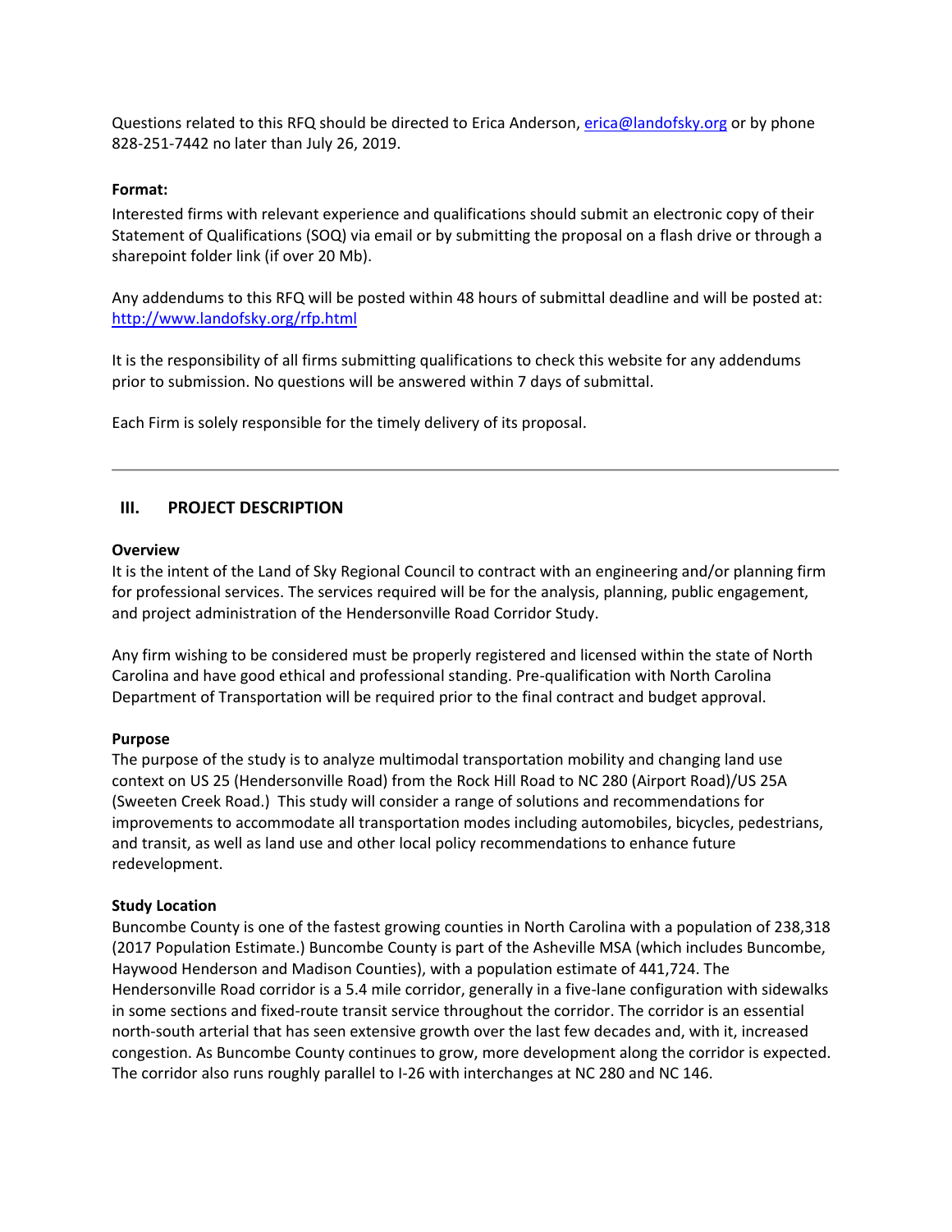Questions related to this RFQ should be directed to Erica Anderson, erica@landofsky.org or by phone 828-251-7442 no later than July 26, 2019.

**Format:**

Interested firms with relevant experience and qualifications should submit an electronic copy of their Statement of Qualifications (SOQ) via email or by submitting the proposal on a flash drive or through a sharepoint folder link (if over 20 Mb).

Any addendums to this RFQ will be posted within 48 hours of submittal deadline and will be posted at: http://www.landofsky.org/rfp.html

It is the responsibility of all firms submitting qualifications to check this website for any addendums prior to submission. No questions will be answered within 7 days of submittal.

Each Firm is solely responsible for the timely delivery of its proposal.

---

## III. PROJECT DESCRIPTION

**Overview**

It is the intent of the Land of Sky Regional Council to contract with an engineering and/or planning firm for professional services. The services required will be for the analysis, planning, public engagement, and project administration of the Hendersonville Road Corridor Study.

Any firm wishing to be considered must be properly registered and licensed within the state of North Carolina and have good ethical and professional standing. Pre-qualification with North Carolina Department of Transportation will be required prior to the final contract and budget approval.

**Purpose**

The purpose of the study is to analyze multimodal transportation mobility and changing land use context on US 25 (Hendersonville Road) from the Rock Hill Road to NC 280 (Airport Road)/US 25A (Sweeten Creek Road.) This study will consider a range of solutions and recommendations for improvements to accommodate all transportation modes including automobiles, bicycles, pedestrians, and transit, as well as land use and other local policy recommendations to enhance future redevelopment.

**Study Location**

Buncombe County is one of the fastest growing counties in North Carolina with a population of 238,318 (2017 Population Estimate.) Buncombe County is part of the Asheville MSA (which includes Buncombe, Haywood Henderson and Madison Counties), with a population estimate of 441,724. The Hendersonville Road corridor is a 5.4 mile corridor, generally in a five-lane configuration with sidewalks in some sections and fixed-route transit service throughout the corridor. The corridor is an essential north-south arterial that has seen extensive growth over the last few decades and, with it, increased congestion. As Buncombe County continues to grow, more development along the corridor is expected. The corridor also runs roughly parallel to I-26 with interchanges at NC 280 and NC 146.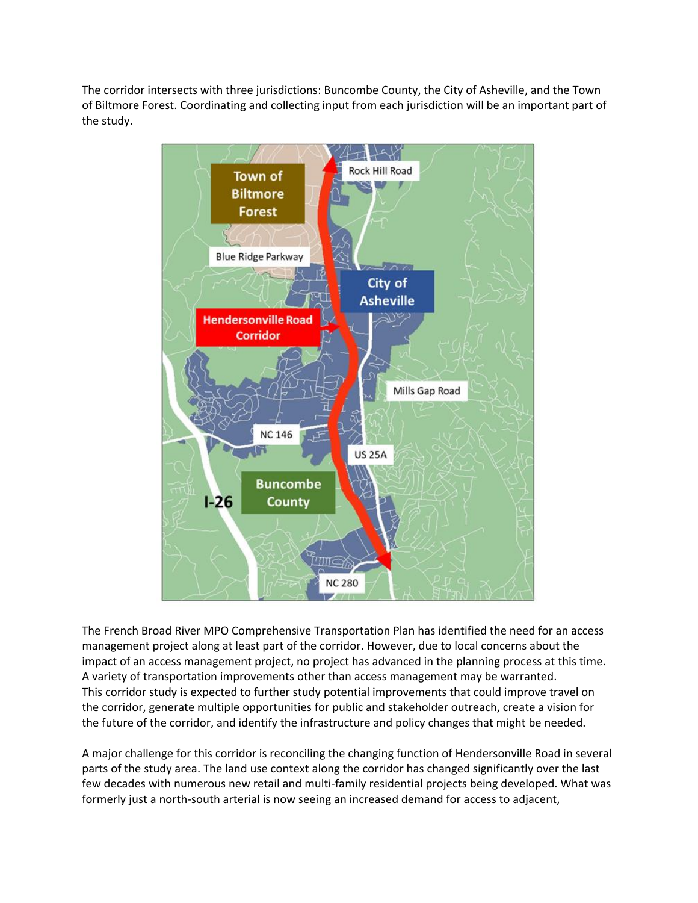The corridor intersects with three jurisdictions: Buncombe County, the City of Asheville, and the Town of Biltmore Forest. Coordinating and collecting input from each jurisdiction will be an important part of the study.

Town of Biltmore Forest

Rock Hill Road

Blue Ridge Parkway

City of Asheville

Hendersonville Road Corridor

Mills Gap Road

NC 146

US 25A

Buncombe County

I-26

NC 280

The French Broad River MPO Comprehensive Transportation Plan has identified the need for an access management project along at least part of the corridor. However, due to local concerns about the impact of an access management project, no project has advanced in the planning process at this time. A variety of transportation improvements other than access management may be warranted. This corridor study is expected to further study potential improvements that could improve travel on the corridor, generate multiple opportunities for public and stakeholder outreach, create a vision for the future of the corridor, and identify the infrastructure and policy changes that might be needed.

A major challenge for this corridor is reconciling the changing function of Hendersonville Road in several parts of the study area. The land use context along the corridor has changed significantly over the last few decades with numerous new retail and multi-family residential projects being developed. What was formerly just a north-south arterial is now seeing an increased demand for access to adjacent,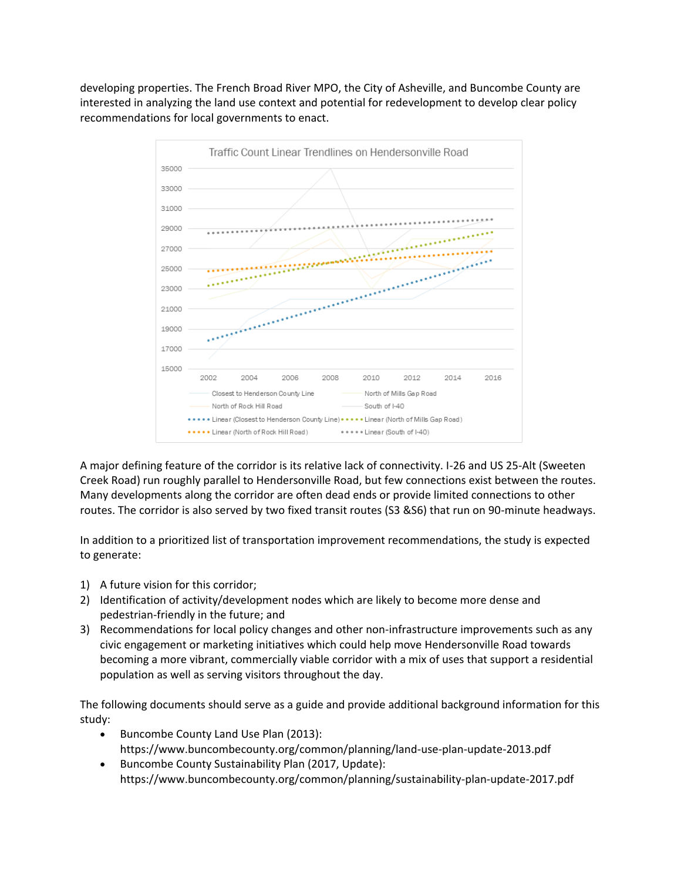developing properties. The French Broad River MPO, the City of Asheville, and Buncombe County are interested in analyzing the land use context and potential for redevelopment to develop clear policy recommendations for local governments to enact.

Traffic Count Linear Trendlines on Hendersonville Road

35000
33000
31000
29000
27000
25000
23000
21000
19000
17000
15000

2002 2004 2006 2008 2010 2012 2014 2016

Closest to Henderson County Line
North of Mills Gap Road
North of Rock Hill Road
South of I-40
Linear (Closest to Henderson County Line)
Linear (North of Mills Gap Road)
Linear (North of Rock Hill Road)
Linear (South of I-40)

A major defining feature of the corridor is its relative lack of connectivity. I-26 and US 25-Alt (Sweeten Creek Road) run roughly parallel to Hendersonville Road, but few connections exist between the routes. Many developments along the corridor are often dead ends or provide limited connections to other routes. The corridor is also served by two fixed transit routes (S3 &S6) that run on 90-minute headways.

In addition to a prioritized list of transportation improvement recommendations, the study is expected to generate:

1) A future vision for this corridor;
2) Identification of activity/development nodes which are likely to become more dense and pedestrian-friendly in the future; and
3) Recommendations for local policy changes and other non-infrastructure improvements such as any civic engagement or marketing initiatives which could help move Hendersonville Road towards becoming a more vibrant, commercially viable corridor with a mix of uses that support a residential population as well as serving visitors throughout the day.

The following documents should serve as a guide and provide additional background information for this study:

- Buncombe County Land Use Plan (2013): https://www.buncombecounty.org/common/planning/land-use-plan-update-2013.pdf
- Buncombe County Sustainability Plan (2017, Update): https://www.buncombecounty.org/common/planning/sustainability-plan-update-2017.pdf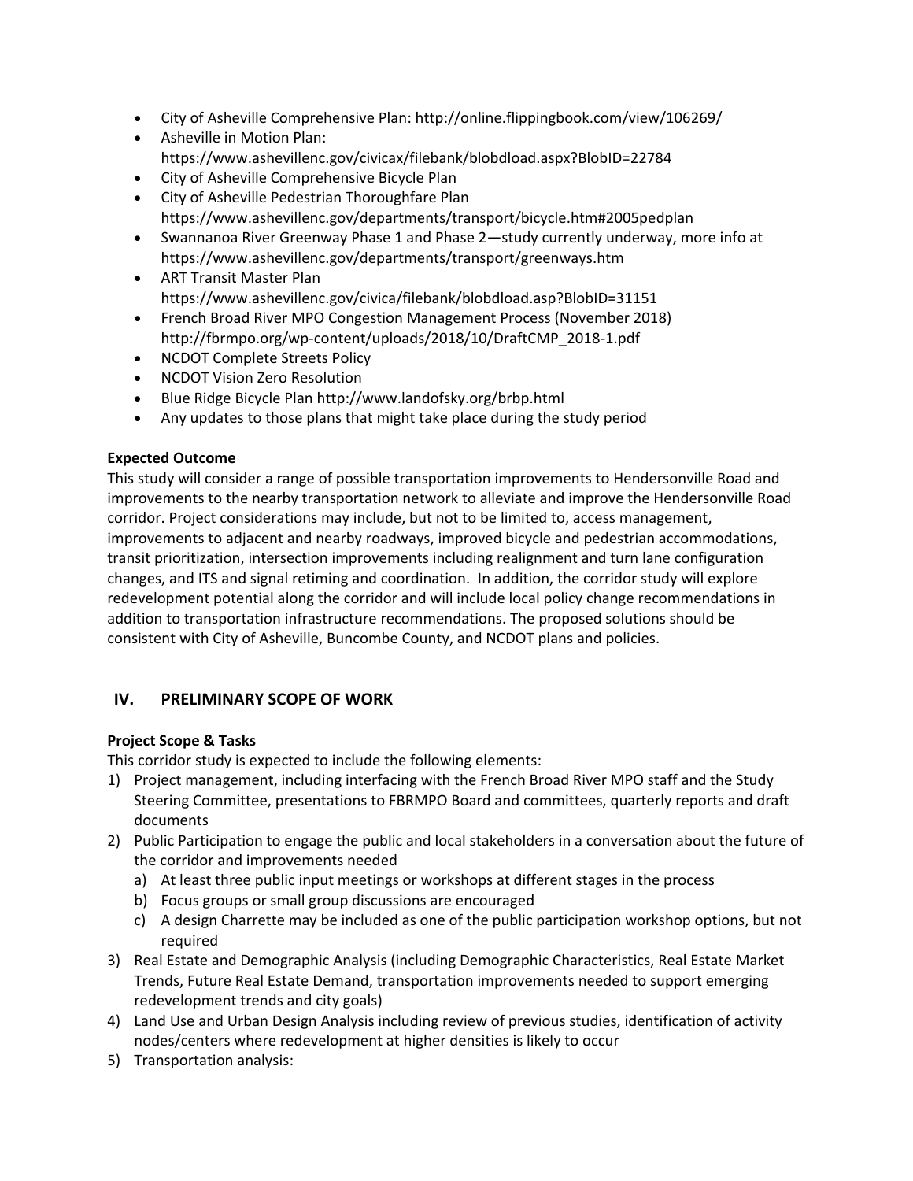- City of Asheville Comprehensive Plan: http://online.flippingbook.com/view/106269/
- Asheville in Motion Plan: https://www.ashevillenc.gov/civicax/filebank/blobdload.aspx?BlobID=22784
- City of Asheville Comprehensive Bicycle Plan
- City of Asheville Pedestrian Thoroughfare Plan https://www.ashevillenc.gov/departments/transport/bicycle.htm#2005pedplan
- Swannanoa River Greenway Phase 1 and Phase 2—study currently underway, more info at https://www.ashevillenc.gov/departments/transport/greenways.htm
- ART Transit Master Plan https://www.ashevillenc.gov/civica/filebank/blobdload.asp?BlobID=31151
- French Broad River MPO Congestion Management Process (November 2018) http://fbrmpo.org/wp-content/uploads/2018/10/DraftCMP_2018-1.pdf
- NCDOT Complete Streets Policy
- NCDOT Vision Zero Resolution
- Blue Ridge Bicycle Plan http://www.landofsky.org/brbp.html
- Any updates to those plans that might take place during the study period

**Expected Outcome**

This study will consider a range of possible transportation improvements to Hendersonville Road and improvements to the nearby transportation network to alleviate and improve the Hendersonville Road corridor. Project considerations may include, but not to be limited to, access management, improvements to adjacent and nearby roadways, improved bicycle and pedestrian accommodations, transit prioritization, intersection improvements including realignment and turn lane configuration changes, and ITS and signal retiming and coordination. In addition, the corridor study will explore redevelopment potential along the corridor and will include local policy change recommendations in addition to transportation infrastructure recommendations. The proposed solutions should be consistent with City of Asheville, Buncombe County, and NCDOT plans and policies.

## IV. PRELIMINARY SCOPE OF WORK

**Project Scope & Tasks**

This corridor study is expected to include the following elements:

1) Project management, including interfacing with the French Broad River MPO staff and the Study Steering Committee, presentations to FBRMPO Board and committees, quarterly reports and draft documents
2) Public Participation to engage the public and local stakeholders in a conversation about the future of the corridor and improvements needed
   a) At least three public input meetings or workshops at different stages in the process
   b) Focus groups or small group discussions are encouraged
   c) A design Charrette may be included as one of the public participation workshop options, but not required
3) Real Estate and Demographic Analysis (including Demographic Characteristics, Real Estate Market Trends, Future Real Estate Demand, transportation improvements needed to support emerging redevelopment trends and city goals)
4) Land Use and Urban Design Analysis including review of previous studies, identification of activity nodes/centers where redevelopment at higher densities is likely to occur
5) Transportation analysis: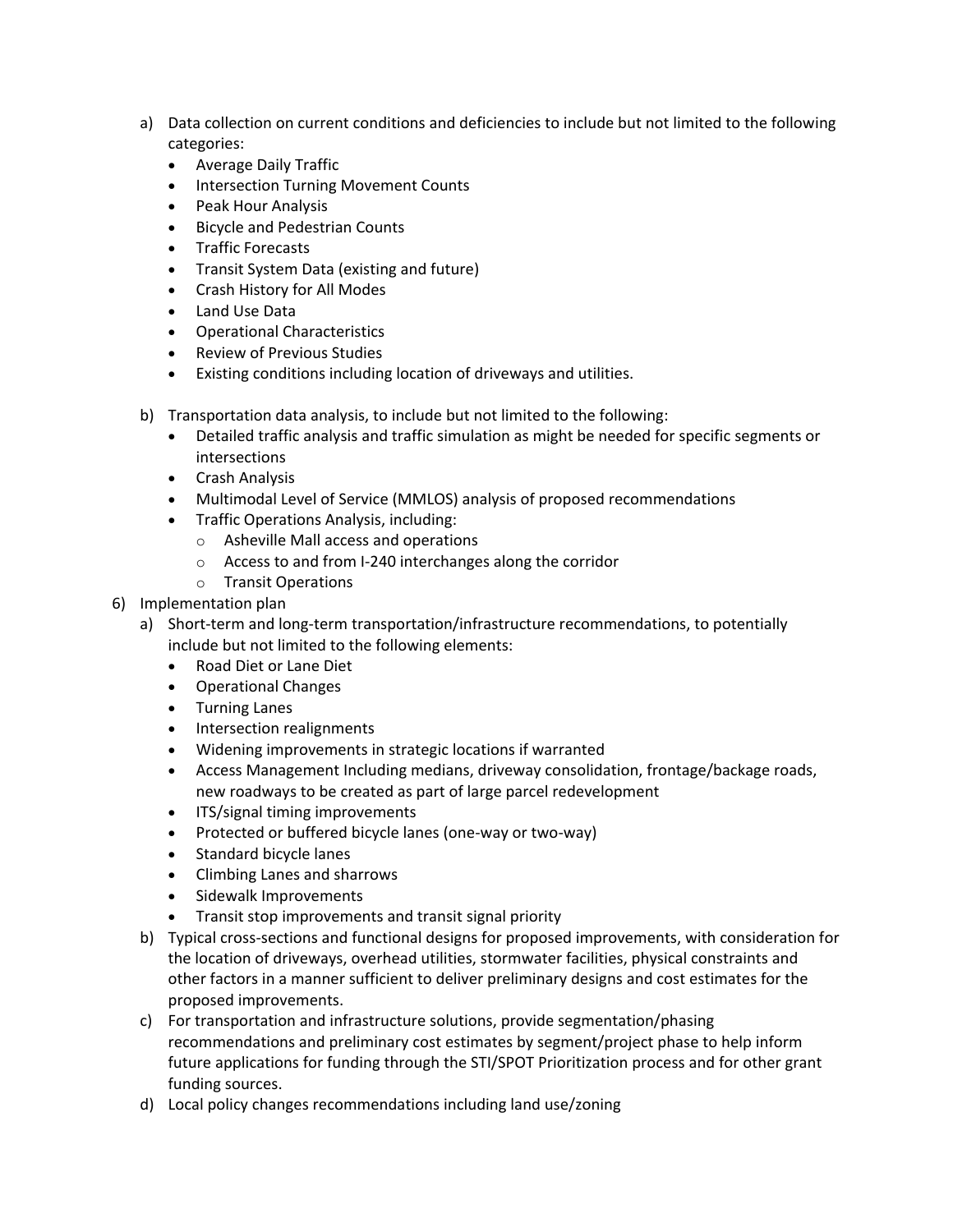a) Data collection on current conditions and deficiencies to include but not limited to the following categories:
   - Average Daily Traffic
   - Intersection Turning Movement Counts
   - Peak Hour Analysis
   - Bicycle and Pedestrian Counts
   - Traffic Forecasts
   - Transit System Data (existing and future)
   - Crash History for All Modes
   - Land Use Data
   - Operational Characteristics
   - Review of Previous Studies
   - Existing conditions including location of driveways and utilities.

b) Transportation data analysis, to include but not limited to the following:
   - Detailed traffic analysis and traffic simulation as might be needed for specific segments or intersections
   - Crash Analysis
   - Multimodal Level of Service (MMLOS) analysis of proposed recommendations
   - Traffic Operations Analysis, including:
     - Asheville Mall access and operations
     - Access to and from I-240 interchanges along the corridor
     - Transit Operations

6) Implementation plan

   a) Short-term and long-term transportation/infrastructure recommendations, to potentially include but not limited to the following elements:
      - Road Diet or Lane Diet
      - Operational Changes
      - Turning Lanes
      - Intersection realignments
      - Widening improvements in strategic locations if warranted
      - Access Management Including medians, driveway consolidation, frontage/backage roads, new roadways to be created as part of large parcel redevelopment
      - ITS/signal timing improvements
      - Protected or buffered bicycle lanes (one-way or two-way)
      - Standard bicycle lanes
      - Climbing Lanes and sharrows
      - Sidewalk Improvements
      - Transit stop improvements and transit signal priority

   b) Typical cross-sections and functional designs for proposed improvements, with consideration for the location of driveways, overhead utilities, stormwater facilities, physical constraints and other factors in a manner sufficient to deliver preliminary designs and cost estimates for the proposed improvements.

   c) For transportation and infrastructure solutions, provide segmentation/phasing recommendations and preliminary cost estimates by segment/project phase to help inform future applications for funding through the STI/SPOT Prioritization process and for other grant funding sources.

   d) Local policy changes recommendations including land use/zoning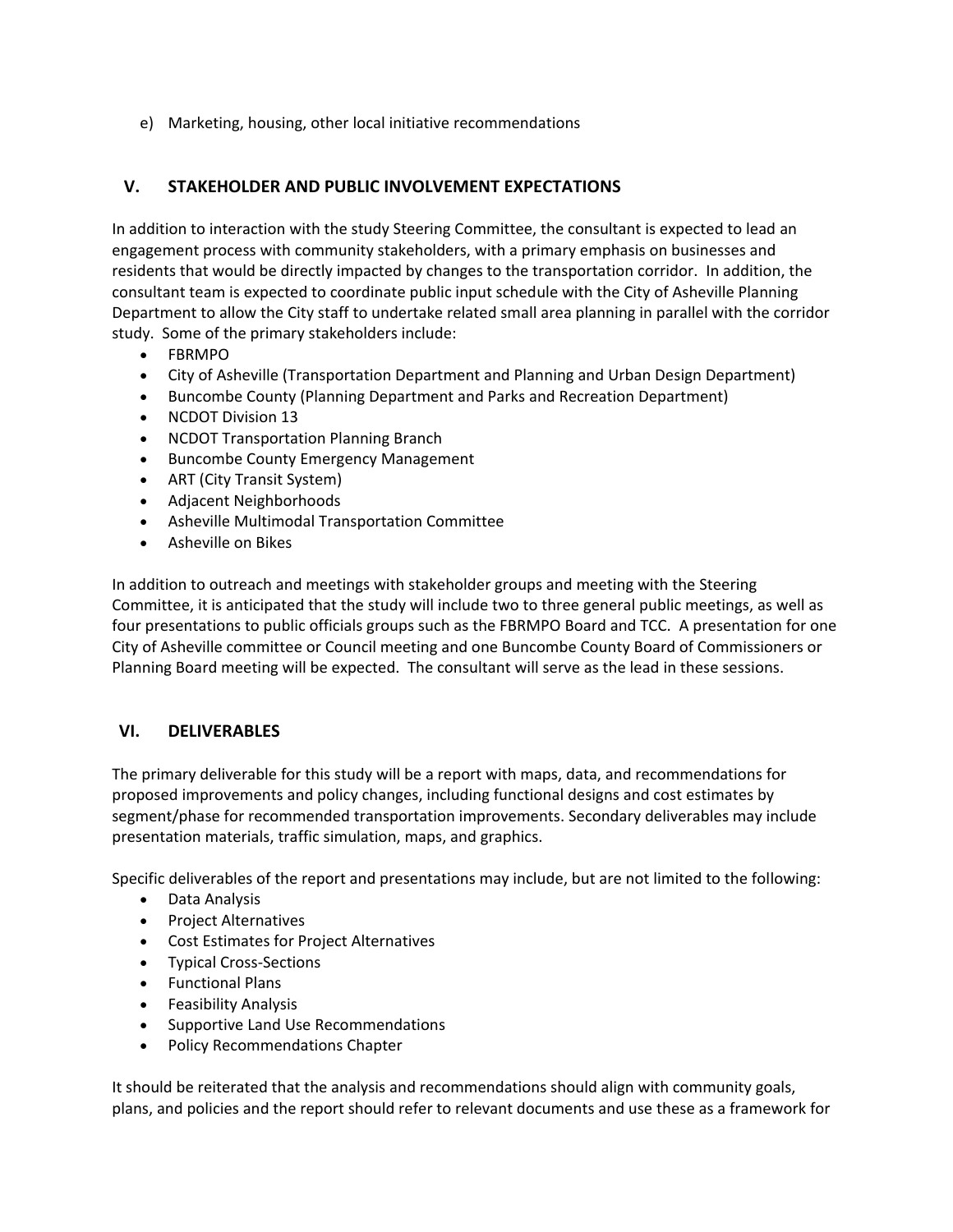e) Marketing, housing, other local initiative recommendations

## V. STAKEHOLDER AND PUBLIC INVOLVEMENT EXPECTATIONS

In addition to interaction with the study Steering Committee, the consultant is expected to lead an engagement process with community stakeholders, with a primary emphasis on businesses and residents that would be directly impacted by changes to the transportation corridor. In addition, the consultant team is expected to coordinate public input schedule with the City of Asheville Planning Department to allow the City staff to undertake related small area planning in parallel with the corridor study. Some of the primary stakeholders include:

- FBRMPO
- City of Asheville (Transportation Department and Planning and Urban Design Department)
- Buncombe County (Planning Department and Parks and Recreation Department)
- NCDOT Division 13
- NCDOT Transportation Planning Branch
- Buncombe County Emergency Management
- ART (City Transit System)
- Adjacent Neighborhoods
- Asheville Multimodal Transportation Committee
- Asheville on Bikes

In addition to outreach and meetings with stakeholder groups and meeting with the Steering Committee, it is anticipated that the study will include two to three general public meetings, as well as four presentations to public officials groups such as the FBRMPO Board and TCC. A presentation for one City of Asheville committee or Council meeting and one Buncombe County Board of Commissioners or Planning Board meeting will be expected. The consultant will serve as the lead in these sessions.

## VI. DELIVERABLES

The primary deliverable for this study will be a report with maps, data, and recommendations for proposed improvements and policy changes, including functional designs and cost estimates by segment/phase for recommended transportation improvements. Secondary deliverables may include presentation materials, traffic simulation, maps, and graphics.

Specific deliverables of the report and presentations may include, but are not limited to the following:

- Data Analysis
- Project Alternatives
- Cost Estimates for Project Alternatives
- Typical Cross-Sections
- Functional Plans
- Feasibility Analysis
- Supportive Land Use Recommendations
- Policy Recommendations Chapter

It should be reiterated that the analysis and recommendations should align with community goals, plans, and policies and the report should refer to relevant documents and use these as a framework for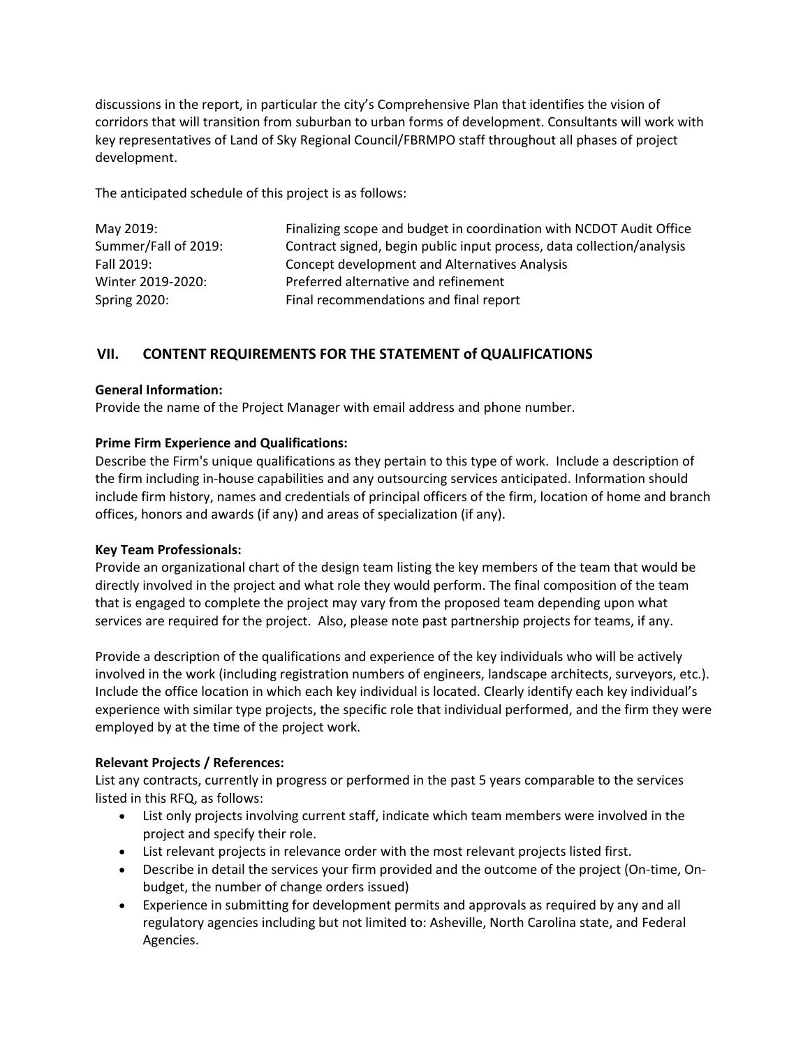discussions in the report, in particular the city's Comprehensive Plan that identifies the vision of corridors that will transition from suburban to urban forms of development. Consultants will work with key representatives of Land of Sky Regional Council/FBRMPO staff throughout all phases of project development.

The anticipated schedule of this project is as follows:

| | |
|---|---|
| May 2019: | Finalizing scope and budget in coordination with NCDOT Audit Office |
| Summer/Fall of 2019: | Contract signed, begin public input process, data collection/analysis |
| Fall 2019: | Concept development and Alternatives Analysis |
| Winter 2019-2020: | Preferred alternative and refinement |
| Spring 2020: | Final recommendations and final report |

## VII. CONTENT REQUIREMENTS FOR THE STATEMENT of QUALIFICATIONS

**General Information:**
Provide the name of the Project Manager with email address and phone number.

**Prime Firm Experience and Qualifications:**
Describe the Firm's unique qualifications as they pertain to this type of work. Include a description of the firm including in-house capabilities and any outsourcing services anticipated. Information should include firm history, names and credentials of principal officers of the firm, location of home and branch offices, honors and awards (if any) and areas of specialization (if any).

**Key Team Professionals:**
Provide an organizational chart of the design team listing the key members of the team that would be directly involved in the project and what role they would perform. The final composition of the team that is engaged to complete the project may vary from the proposed team depending upon what services are required for the project. Also, please note past partnership projects for teams, if any.

Provide a description of the qualifications and experience of the key individuals who will be actively involved in the work (including registration numbers of engineers, landscape architects, surveyors, etc.). Include the office location in which each key individual is located. Clearly identify each key individual's experience with similar type projects, the specific role that individual performed, and the firm they were employed by at the time of the project work.

**Relevant Projects / References:**
List any contracts, currently in progress or performed in the past 5 years comparable to the services listed in this RFQ, as follows:

- List only projects involving current staff, indicate which team members were involved in the project and specify their role.
- List relevant projects in relevance order with the most relevant projects listed first.
- Describe in detail the services your firm provided and the outcome of the project (On-time, On-budget, the number of change orders issued)
- Experience in submitting for development permits and approvals as required by any and all regulatory agencies including but not limited to: Asheville, North Carolina state, and Federal Agencies.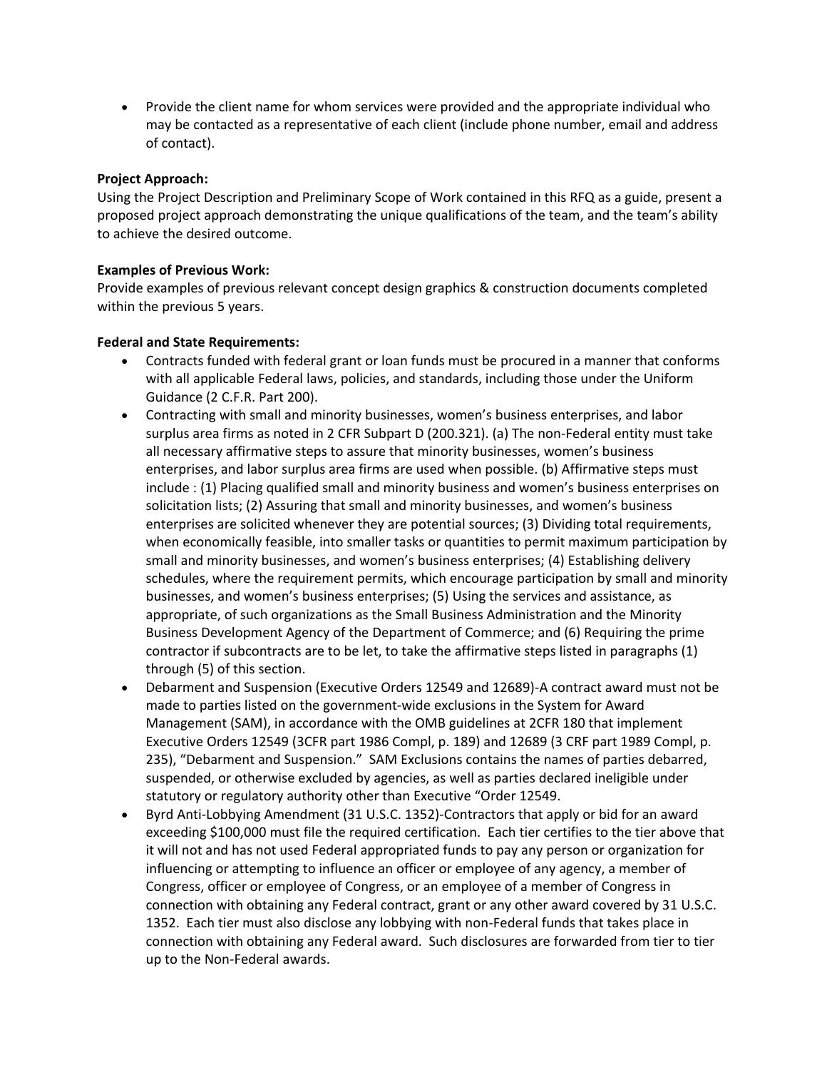- Provide the client name for whom services were provided and the appropriate individual who may be contacted as a representative of each client (include phone number, email and address of contact).

**Project Approach:**
Using the Project Description and Preliminary Scope of Work contained in this RFQ as a guide, present a proposed project approach demonstrating the unique qualifications of the team, and the team's ability to achieve the desired outcome.

**Examples of Previous Work:**
Provide examples of previous relevant concept design graphics & construction documents completed within the previous 5 years.

**Federal and State Requirements:**

- Contracts funded with federal grant or loan funds must be procured in a manner that conforms with all applicable Federal laws, policies, and standards, including those under the Uniform Guidance (2 C.F.R. Part 200).
- Contracting with small and minority businesses, women's business enterprises, and labor surplus area firms as noted in 2 CFR Subpart D (200.321). (a) The non-Federal entity must take all necessary affirmative steps to assure that minority businesses, women's business enterprises, and labor surplus area firms are used when possible. (b) Affirmative steps must include : (1) Placing qualified small and minority business and women's business enterprises on solicitation lists; (2) Assuring that small and minority businesses, and women's business enterprises are solicited whenever they are potential sources; (3) Dividing total requirements, when economically feasible, into smaller tasks or quantities to permit maximum participation by small and minority businesses, and women's business enterprises; (4) Establishing delivery schedules, where the requirement permits, which encourage participation by small and minority businesses, and women's business enterprises; (5) Using the services and assistance, as appropriate, of such organizations as the Small Business Administration and the Minority Business Development Agency of the Department of Commerce; and (6) Requiring the prime contractor if subcontracts are to be let, to take the affirmative steps listed in paragraphs (1) through (5) of this section.
- Debarment and Suspension (Executive Orders 12549 and 12689)-A contract award must not be made to parties listed on the government-wide exclusions in the System for Award Management (SAM), in accordance with the OMB guidelines at 2CFR 180 that implement Executive Orders 12549 (3CFR part 1986 Compl, p. 189) and 12689 (3 CRF part 1989 Compl, p. 235), "Debarment and Suspension." SAM Exclusions contains the names of parties debarred, suspended, or otherwise excluded by agencies, as well as parties declared ineligible under statutory or regulatory authority other than Executive "Order 12549.
- Byrd Anti-Lobbying Amendment (31 U.S.C. 1352)-Contractors that apply or bid for an award exceeding $100,000 must file the required certification. Each tier certifies to the tier above that it will not and has not used Federal appropriated funds to pay any person or organization for influencing or attempting to influence an officer or employee of any agency, a member of Congress, officer or employee of Congress, or an employee of a member of Congress in connection with obtaining any Federal contract, grant or any other award covered by 31 U.S.C. 1352. Each tier must also disclose any lobbying with non-Federal funds that takes place in connection with obtaining any Federal award. Such disclosures are forwarded from tier to tier up to the Non-Federal awards.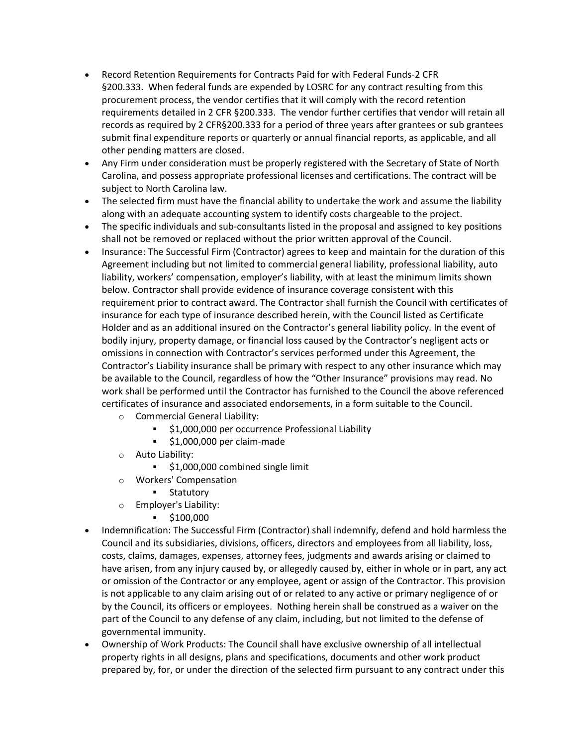- Record Retention Requirements for Contracts Paid for with Federal Funds-2 CFR §200.333. When federal funds are expended by LOSRC for any contract resulting from this procurement process, the vendor certifies that it will comply with the record retention requirements detailed in 2 CFR §200.333. The vendor further certifies that vendor will retain all records as required by 2 CFR§200.333 for a period of three years after grantees or sub grantees submit final expenditure reports or quarterly or annual financial reports, as applicable, and all other pending matters are closed.
- Any Firm under consideration must be properly registered with the Secretary of State of North Carolina, and possess appropriate professional licenses and certifications. The contract will be subject to North Carolina law.
- The selected firm must have the financial ability to undertake the work and assume the liability along with an adequate accounting system to identify costs chargeable to the project.
- The specific individuals and sub-consultants listed in the proposal and assigned to key positions shall not be removed or replaced without the prior written approval of the Council.
- Insurance: The Successful Firm (Contractor) agrees to keep and maintain for the duration of this Agreement including but not limited to commercial general liability, professional liability, auto liability, workers' compensation, employer's liability, with at least the minimum limits shown below. Contractor shall provide evidence of insurance coverage consistent with this requirement prior to contract award. The Contractor shall furnish the Council with certificates of insurance for each type of insurance described herein, with the Council listed as Certificate Holder and as an additional insured on the Contractor's general liability policy. In the event of bodily injury, property damage, or financial loss caused by the Contractor's negligent acts or omissions in connection with Contractor's services performed under this Agreement, the Contractor's Liability insurance shall be primary with respect to any other insurance which may be available to the Council, regardless of how the "Other Insurance" provisions may read. No work shall be performed until the Contractor has furnished to the Council the above referenced certificates of insurance and associated endorsements, in a form suitable to the Council.
  - Commercial General Liability:
    - $1,000,000 per occurrence Professional Liability
    - $1,000,000 per claim-made
  - Auto Liability:
    - $1,000,000 combined single limit
  - Workers' Compensation
    - Statutory
  - Employer's Liability:
    - $100,000
- Indemnification: The Successful Firm (Contractor) shall indemnify, defend and hold harmless the Council and its subsidiaries, divisions, officers, directors and employees from all liability, loss, costs, claims, damages, expenses, attorney fees, judgments and awards arising or claimed to have arisen, from any injury caused by, or allegedly caused by, either in whole or in part, any act or omission of the Contractor or any employee, agent or assign of the Contractor. This provision is not applicable to any claim arising out of or related to any active or primary negligence of or by the Council, its officers or employees. Nothing herein shall be construed as a waiver on the part of the Council to any defense of any claim, including, but not limited to the defense of governmental immunity.
- Ownership of Work Products: The Council shall have exclusive ownership of all intellectual property rights in all designs, plans and specifications, documents and other work product prepared by, for, or under the direction of the selected firm pursuant to any contract under this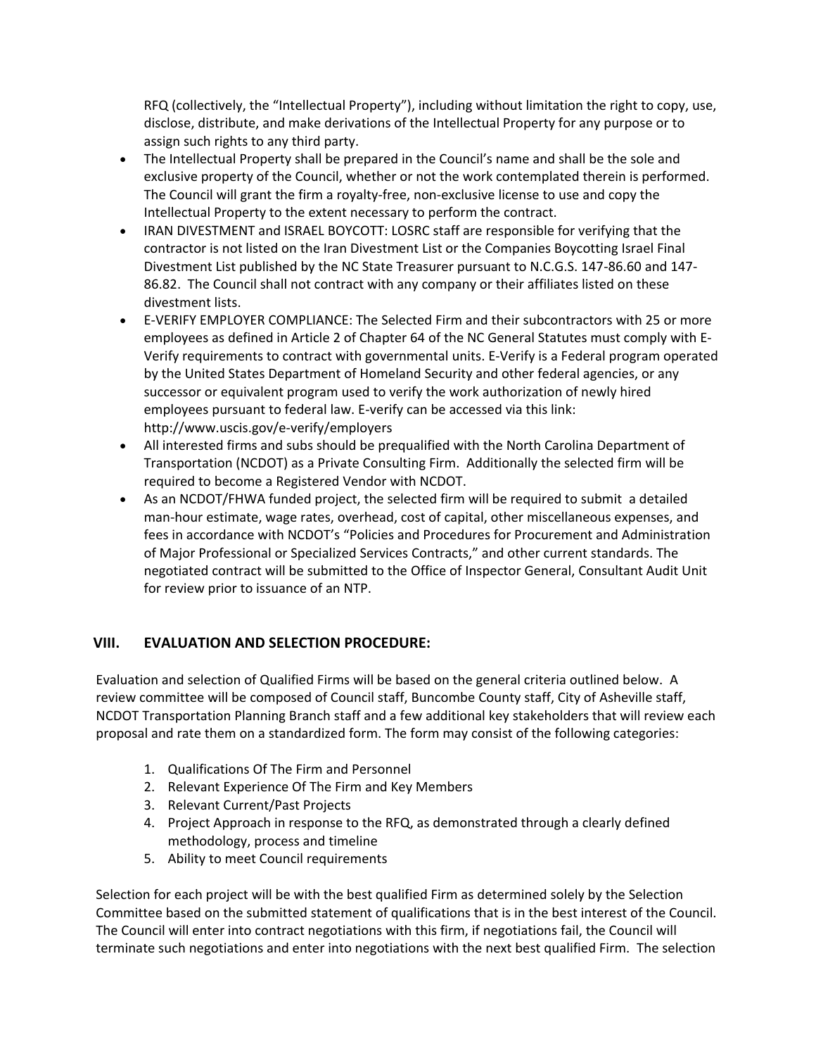RFQ (collectively, the "Intellectual Property"), including without limitation the right to copy, use, disclose, distribute, and make derivations of the Intellectual Property for any purpose or to assign such rights to any third party.

- The Intellectual Property shall be prepared in the Council's name and shall be the sole and exclusive property of the Council, whether or not the work contemplated therein is performed. The Council will grant the firm a royalty-free, non-exclusive license to use and copy the Intellectual Property to the extent necessary to perform the contract.
- IRAN DIVESTMENT and ISRAEL BOYCOTT: LOSRC staff are responsible for verifying that the contractor is not listed on the Iran Divestment List or the Companies Boycotting Israel Final Divestment List published by the NC State Treasurer pursuant to N.C.G.S. 147-86.60 and 147-86.82. The Council shall not contract with any company or their affiliates listed on these divestment lists.
- E-VERIFY EMPLOYER COMPLIANCE: The Selected Firm and their subcontractors with 25 or more employees as defined in Article 2 of Chapter 64 of the NC General Statutes must comply with E-Verify requirements to contract with governmental units. E-Verify is a Federal program operated by the United States Department of Homeland Security and other federal agencies, or any successor or equivalent program used to verify the work authorization of newly hired employees pursuant to federal law. E-verify can be accessed via this link: http://www.uscis.gov/e-verify/employers
- All interested firms and subs should be prequalified with the North Carolina Department of Transportation (NCDOT) as a Private Consulting Firm. Additionally the selected firm will be required to become a Registered Vendor with NCDOT.
- As an NCDOT/FHWA funded project, the selected firm will be required to submit a detailed man-hour estimate, wage rates, overhead, cost of capital, other miscellaneous expenses, and fees in accordance with NCDOT's "Policies and Procedures for Procurement and Administration of Major Professional or Specialized Services Contracts," and other current standards. The negotiated contract will be submitted to the Office of Inspector General, Consultant Audit Unit for review prior to issuance of an NTP.

## VIII. EVALUATION AND SELECTION PROCEDURE:

Evaluation and selection of Qualified Firms will be based on the general criteria outlined below. A review committee will be composed of Council staff, Buncombe County staff, City of Asheville staff, NCDOT Transportation Planning Branch staff and a few additional key stakeholders that will review each proposal and rate them on a standardized form. The form may consist of the following categories:

1. Qualifications Of The Firm and Personnel
2. Relevant Experience Of The Firm and Key Members
3. Relevant Current/Past Projects
4. Project Approach in response to the RFQ, as demonstrated through a clearly defined methodology, process and timeline
5. Ability to meet Council requirements

Selection for each project will be with the best qualified Firm as determined solely by the Selection Committee based on the submitted statement of qualifications that is in the best interest of the Council. The Council will enter into contract negotiations with this firm, if negotiations fail, the Council will terminate such negotiations and enter into negotiations with the next best qualified Firm. The selection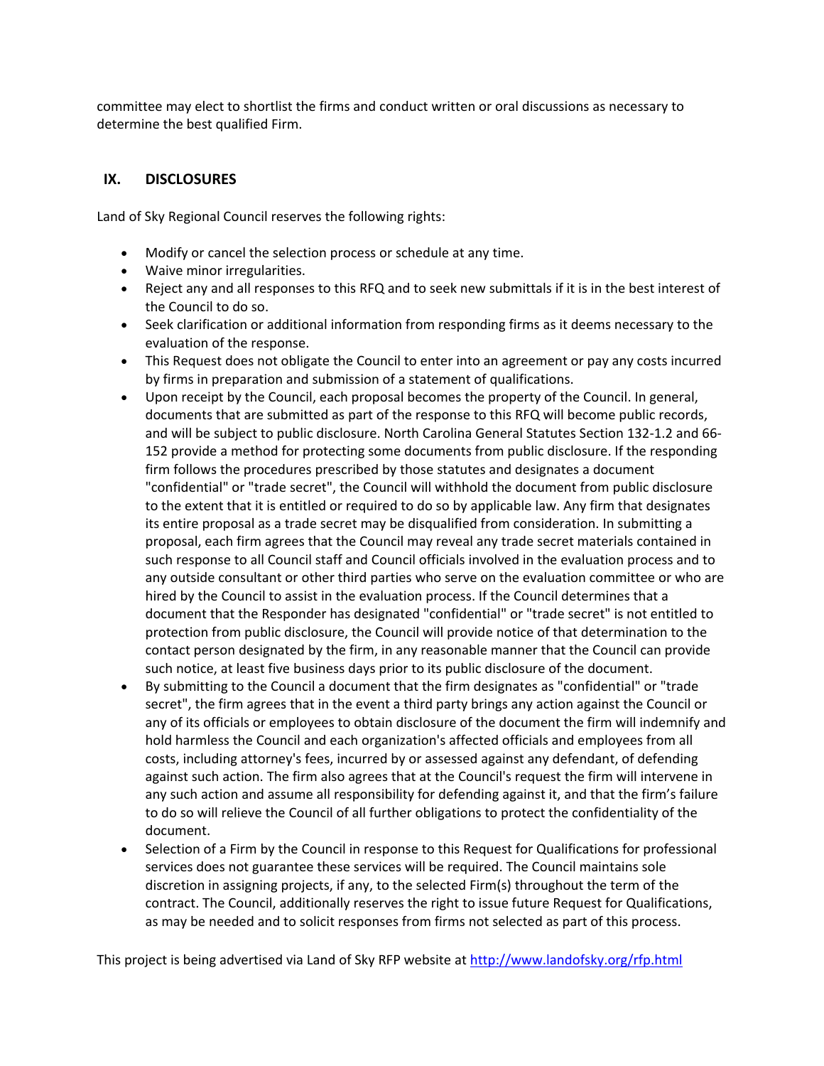committee may elect to shortlist the firms and conduct written or oral discussions as necessary to determine the best qualified Firm.

## IX. DISCLOSURES

Land of Sky Regional Council reserves the following rights:

- Modify or cancel the selection process or schedule at any time.
- Waive minor irregularities.
- Reject any and all responses to this RFQ and to seek new submittals if it is in the best interest of the Council to do so.
- Seek clarification or additional information from responding firms as it deems necessary to the evaluation of the response.
- This Request does not obligate the Council to enter into an agreement or pay any costs incurred by firms in preparation and submission of a statement of qualifications.
- Upon receipt by the Council, each proposal becomes the property of the Council. In general, documents that are submitted as part of the response to this RFQ will become public records, and will be subject to public disclosure. North Carolina General Statutes Section 132-1.2 and 66-152 provide a method for protecting some documents from public disclosure. If the responding firm follows the procedures prescribed by those statutes and designates a document "confidential" or "trade secret", the Council will withhold the document from public disclosure to the extent that it is entitled or required to do so by applicable law. Any firm that designates its entire proposal as a trade secret may be disqualified from consideration. In submitting a proposal, each firm agrees that the Council may reveal any trade secret materials contained in such response to all Council staff and Council officials involved in the evaluation process and to any outside consultant or other third parties who serve on the evaluation committee or who are hired by the Council to assist in the evaluation process. If the Council determines that a document that the Responder has designated "confidential" or "trade secret" is not entitled to protection from public disclosure, the Council will provide notice of that determination to the contact person designated by the firm, in any reasonable manner that the Council can provide such notice, at least five business days prior to its public disclosure of the document.
- By submitting to the Council a document that the firm designates as "confidential" or "trade secret", the firm agrees that in the event a third party brings any action against the Council or any of its officials or employees to obtain disclosure of the document the firm will indemnify and hold harmless the Council and each organization's affected officials and employees from all costs, including attorney's fees, incurred by or assessed against any defendant, of defending against such action. The firm also agrees that at the Council's request the firm will intervene in any such action and assume all responsibility for defending against it, and that the firm's failure to do so will relieve the Council of all further obligations to protect the confidentiality of the document.
- Selection of a Firm by the Council in response to this Request for Qualifications for professional services does not guarantee these services will be required. The Council maintains sole discretion in assigning projects, if any, to the selected Firm(s) throughout the term of the contract. The Council, additionally reserves the right to issue future Request for Qualifications, as may be needed and to solicit responses from firms not selected as part of this process.

This project is being advertised via Land of Sky RFP website at http://www.landofsky.org/rfp.html